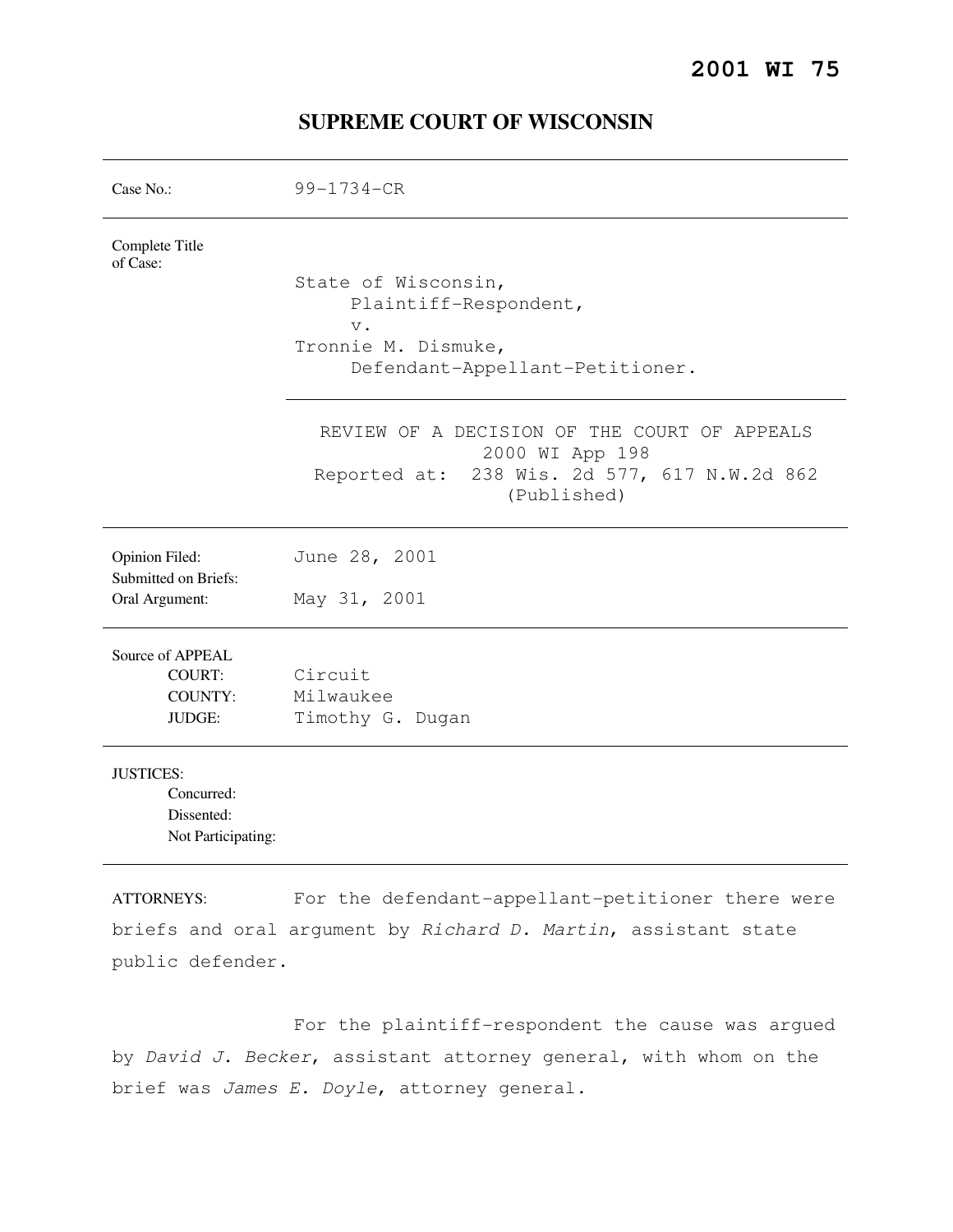**2001 WI 75**

# SUPREME COURT OF WISCONSIN

| | |
|---|---|
| Case No.: | 99-1734-CR |
| Complete Title of Case: | State of Wisconsin, Plaintiff-Respondent, v. Tronnie M. Dismuke, Defendant-Appellant-Petitioner. |
| | REVIEW OF A DECISION OF THE COURT OF APPEALS 2000 WI App 198 Reported at: 238 Wis. 2d 577, 617 N.W.2d 862 (Published) |
| Opinion Filed: | June 28, 2001 |
| Submitted on Briefs: | |
| Oral Argument: | May 31, 2001 |
| Source of APPEAL | |
| COURT: | Circuit |
| COUNTY: | Milwaukee |
| JUDGE: | Timothy G. Dugan |
| JUSTICES: | |
| Concurred: | |
| Dissented: | |
| Not Participating: | |

ATTORNEYS: For the defendant-appellant-petitioner there were briefs and oral argument by *Richard D. Martin*, assistant state public defender.

For the plaintiff-respondent the cause was argued by *David J. Becker*, assistant attorney general, with whom on the brief was *James E. Doyle*, attorney general.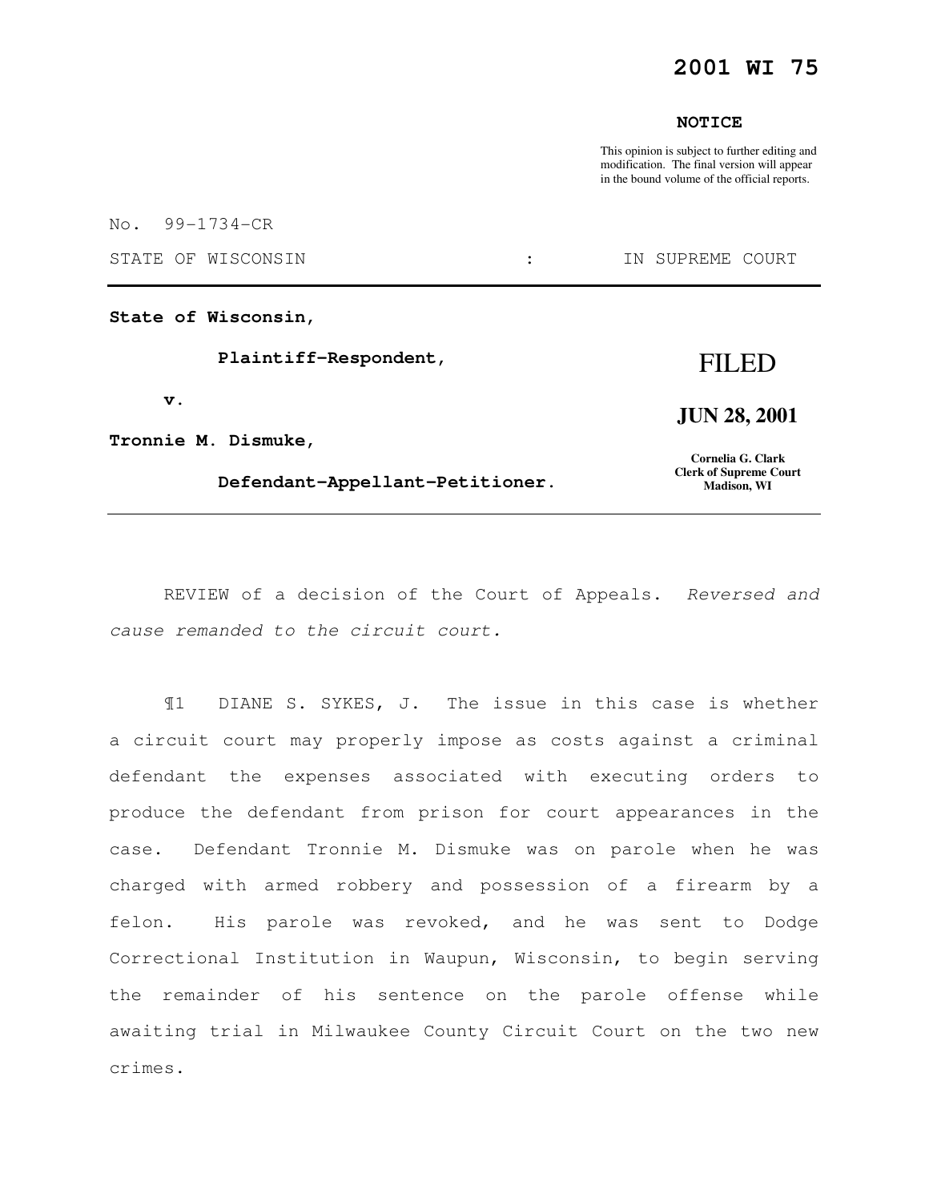**2001 WI 75**

**NOTICE**

This opinion is subject to further editing and modification. The final version will appear in the bound volume of the official reports.

No. 99-1734-CR

STATE OF WISCONSIN : IN SUPREME COURT

---

**State of Wisconsin,**

**Plaintiff-Respondent,**

**v.**

**Tronnie M. Dismuke,**

**Defendant-Appellant-Petitioner.**

FILED

**JUN 28, 2001**

**Cornelia G. Clark**
**Clerk of Supreme Court**
**Madison, WI**

---

REVIEW of a decision of the Court of Appeals. *Reversed and cause remanded to the circuit court.*

¶1 DIANE S. SYKES, J. The issue in this case is whether a circuit court may properly impose as costs against a criminal defendant the expenses associated with executing orders to produce the defendant from prison for court appearances in the case. Defendant Tronnie M. Dismuke was on parole when he was charged with armed robbery and possession of a firearm by a felon. His parole was revoked, and he was sent to Dodge Correctional Institution in Waupun, Wisconsin, to begin serving the remainder of his sentence on the parole offense while awaiting trial in Milwaukee County Circuit Court on the two new crimes.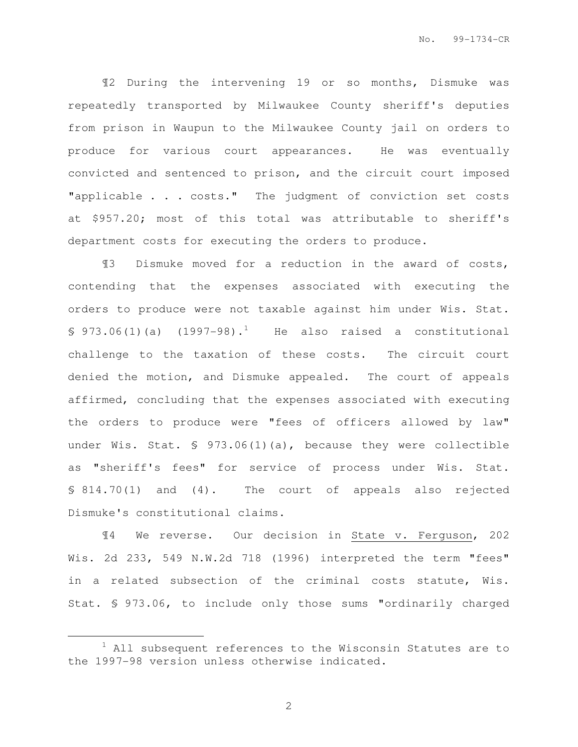¶2 During the intervening 19 or so months, Dismuke was repeatedly transported by Milwaukee County sheriff's deputies from prison in Waupun to the Milwaukee County jail on orders to produce for various court appearances. He was eventually convicted and sentenced to prison, and the circuit court imposed "applicable . . . costs." The judgment of conviction set costs at $957.20; most of this total was attributable to sheriff's department costs for executing the orders to produce.

¶3 Dismuke moved for a reduction in the award of costs, contending that the expenses associated with executing the orders to produce were not taxable against him under Wis. Stat. § 973.06(1)(a) (1997-98).[1] He also raised a constitutional challenge to the taxation of these costs. The circuit court denied the motion, and Dismuke appealed. The court of appeals affirmed, concluding that the expenses associated with executing the orders to produce were "fees of officers allowed by law" under Wis. Stat. § 973.06(1)(a), because they were collectible as "sheriff's fees" for service of process under Wis. Stat. § 814.70(1) and (4). The court of appeals also rejected Dismuke's constitutional claims.

¶4 We reverse. Our decision in State v. Ferguson, 202 Wis. 2d 233, 549 N.W.2d 718 (1996) interpreted the term "fees" in a related subsection of the criminal costs statute, Wis. Stat. § 973.06, to include only those sums "ordinarily charged

---

[1] All subsequent references to the Wisconsin Statutes are to the 1997-98 version unless otherwise indicated.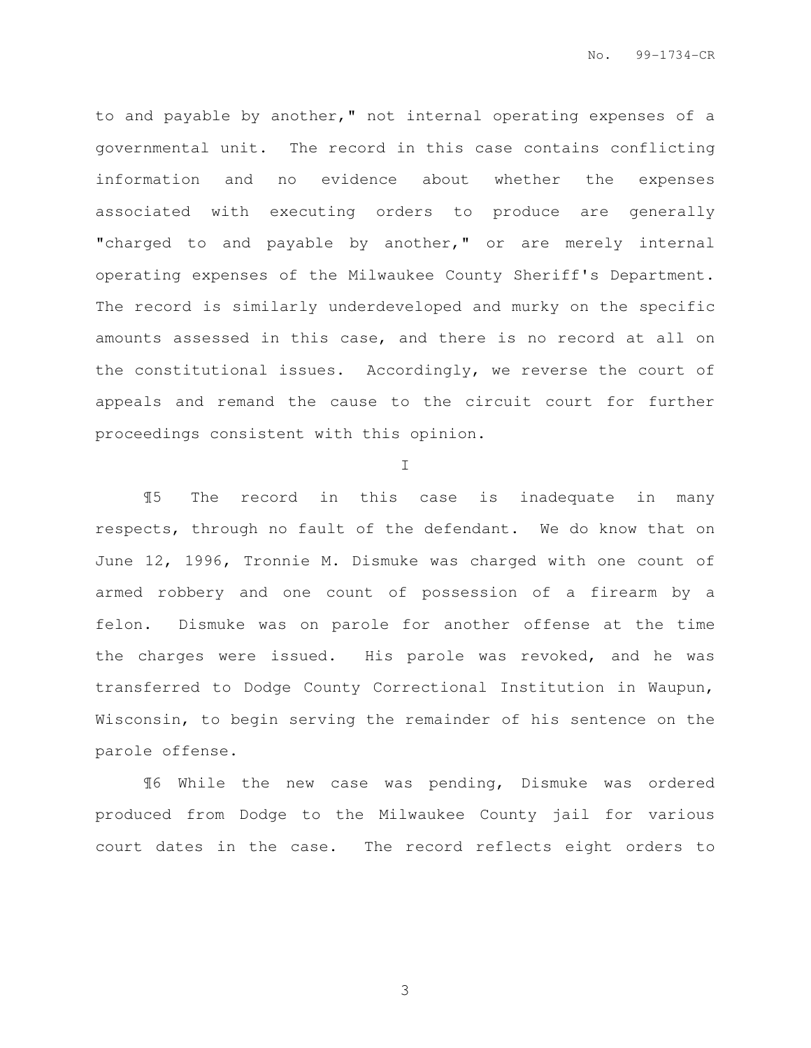to and payable by another," not internal operating expenses of a governmental unit. The record in this case contains conflicting information and no evidence about whether the expenses associated with executing orders to produce are generally "charged to and payable by another," or are merely internal operating expenses of the Milwaukee County Sheriff's Department. The record is similarly underdeveloped and murky on the specific amounts assessed in this case, and there is no record at all on the constitutional issues. Accordingly, we reverse the court of appeals and remand the cause to the circuit court for further proceedings consistent with this opinion.

## I

¶5 The record in this case is inadequate in many respects, through no fault of the defendant. We do know that on June 12, 1996, Tronnie M. Dismuke was charged with one count of armed robbery and one count of possession of a firearm by a felon. Dismuke was on parole for another offense at the time the charges were issued. His parole was revoked, and he was transferred to Dodge County Correctional Institution in Waupun, Wisconsin, to begin serving the remainder of his sentence on the parole offense.

¶6 While the new case was pending, Dismuke was ordered produced from Dodge to the Milwaukee County jail for various court dates in the case. The record reflects eight orders to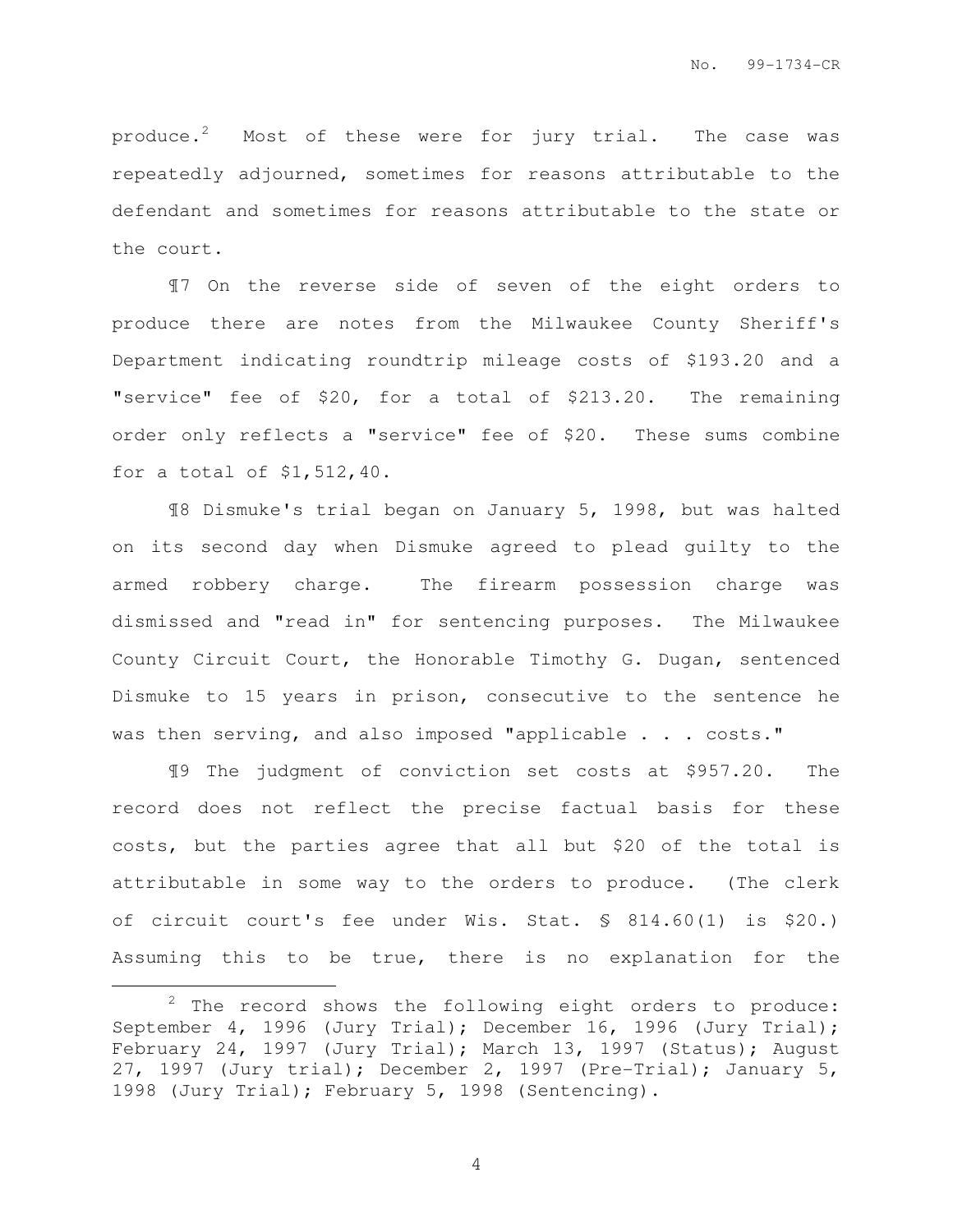produce.[2] Most of these were for jury trial. The case was repeatedly adjourned, sometimes for reasons attributable to the defendant and sometimes for reasons attributable to the state or the court.

¶7 On the reverse side of seven of the eight orders to produce there are notes from the Milwaukee County Sheriff's Department indicating roundtrip mileage costs of $193.20 and a "service" fee of $20, for a total of $213.20. The remaining order only reflects a "service" fee of $20. These sums combine for a total of $1,512,40.

¶8 Dismuke's trial began on January 5, 1998, but was halted on its second day when Dismuke agreed to plead guilty to the armed robbery charge. The firearm possession charge was dismissed and "read in" for sentencing purposes. The Milwaukee County Circuit Court, the Honorable Timothy G. Dugan, sentenced Dismuke to 15 years in prison, consecutive to the sentence he was then serving, and also imposed "applicable . . . costs."

¶9 The judgment of conviction set costs at $957.20. The record does not reflect the precise factual basis for these costs, but the parties agree that all but $20 of the total is attributable in some way to the orders to produce. (The clerk of circuit court's fee under Wis. Stat. § 814.60(1) is $20.) Assuming this to be true, there is no explanation for the

---

[2] The record shows the following eight orders to produce: September 4, 1996 (Jury Trial); December 16, 1996 (Jury Trial); February 24, 1997 (Jury Trial); March 13, 1997 (Status); August 27, 1997 (Jury trial); December 2, 1997 (Pre-Trial); January 5, 1998 (Jury Trial); February 5, 1998 (Sentencing).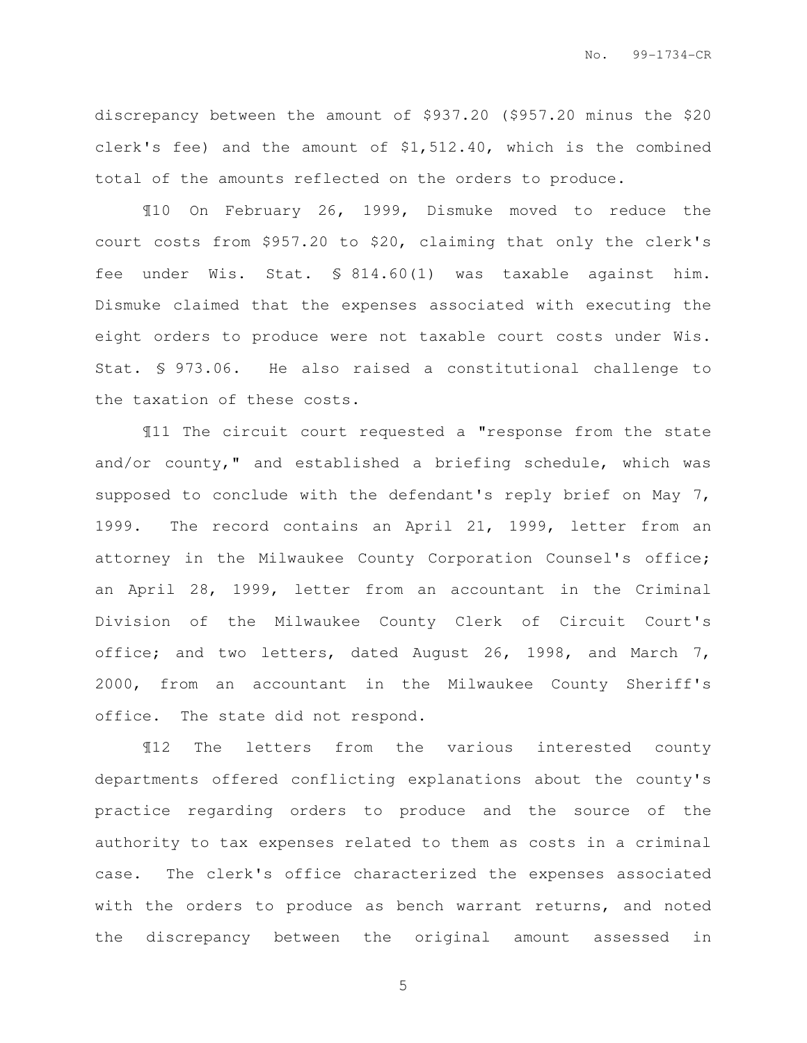discrepancy between the amount of $937.20 ($957.20 minus the $20 clerk's fee) and the amount of $1,512.40, which is the combined total of the amounts reflected on the orders to produce.

¶10 On February 26, 1999, Dismuke moved to reduce the court costs from $957.20 to $20, claiming that only the clerk's fee under Wis. Stat. § 814.60(1) was taxable against him. Dismuke claimed that the expenses associated with executing the eight orders to produce were not taxable court costs under Wis. Stat. § 973.06. He also raised a constitutional challenge to the taxation of these costs.

¶11 The circuit court requested a "response from the state and/or county," and established a briefing schedule, which was supposed to conclude with the defendant's reply brief on May 7, 1999. The record contains an April 21, 1999, letter from an attorney in the Milwaukee County Corporation Counsel's office; an April 28, 1999, letter from an accountant in the Criminal Division of the Milwaukee County Clerk of Circuit Court's office; and two letters, dated August 26, 1998, and March 7, 2000, from an accountant in the Milwaukee County Sheriff's office. The state did not respond.

¶12 The letters from the various interested county departments offered conflicting explanations about the county's practice regarding orders to produce and the source of the authority to tax expenses related to them as costs in a criminal case. The clerk's office characterized the expenses associated with the orders to produce as bench warrant returns, and noted the discrepancy between the original amount assessed in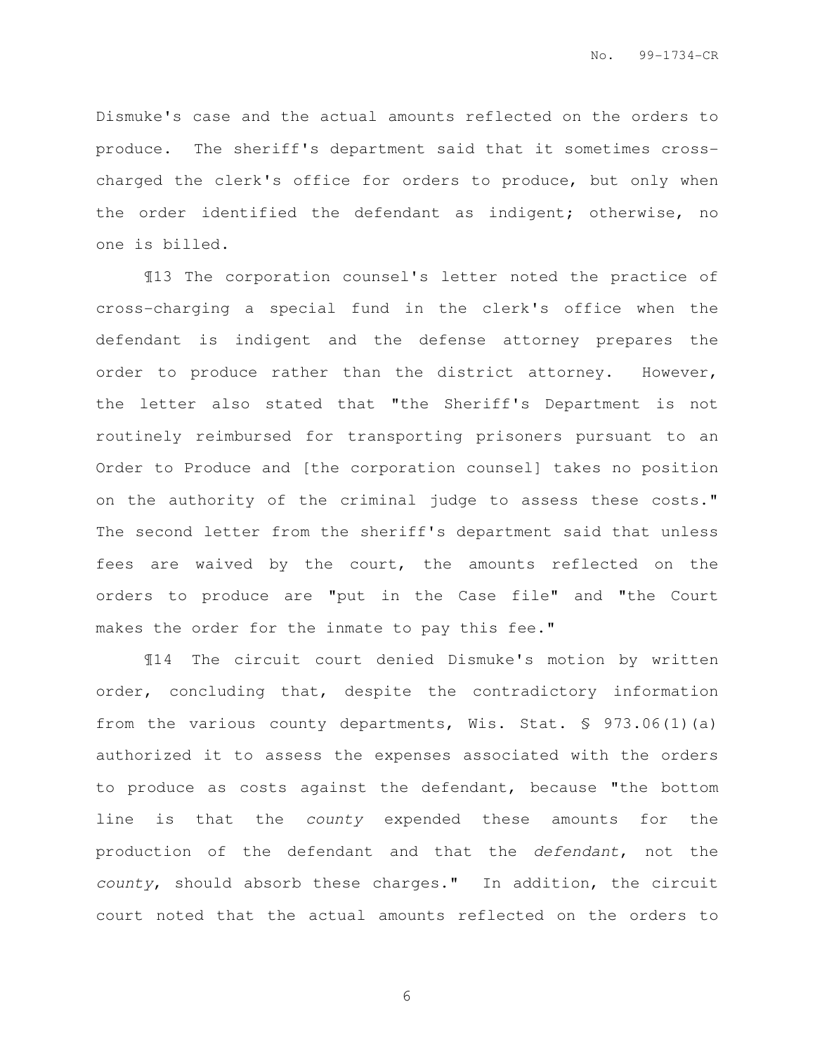Dismuke's case and the actual amounts reflected on the orders to produce. The sheriff's department said that it sometimes cross-charged the clerk's office for orders to produce, but only when the order identified the defendant as indigent; otherwise, no one is billed.

¶13 The corporation counsel's letter noted the practice of cross-charging a special fund in the clerk's office when the defendant is indigent and the defense attorney prepares the order to produce rather than the district attorney. However, the letter also stated that "the Sheriff's Department is not routinely reimbursed for transporting prisoners pursuant to an Order to Produce and [the corporation counsel] takes no position on the authority of the criminal judge to assess these costs." The second letter from the sheriff's department said that unless fees are waived by the court, the amounts reflected on the orders to produce are "put in the Case file" and "the Court makes the order for the inmate to pay this fee."

¶14 The circuit court denied Dismuke's motion by written order, concluding that, despite the contradictory information from the various county departments, Wis. Stat. § 973.06(1)(a) authorized it to assess the expenses associated with the orders to produce as costs against the defendant, because "the bottom line is that the *county* expended these amounts for the production of the defendant and that the *defendant*, not the *county*, should absorb these charges." In addition, the circuit court noted that the actual amounts reflected on the orders to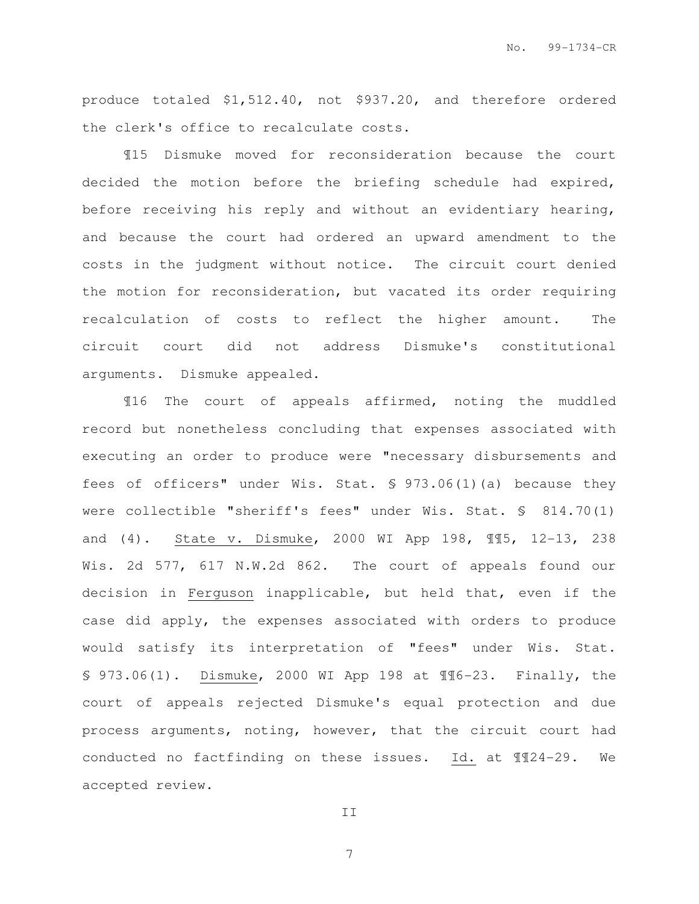produce totaled $1,512.40, not $937.20, and therefore ordered the clerk's office to recalculate costs.

¶15 Dismuke moved for reconsideration because the court decided the motion before the briefing schedule had expired, before receiving his reply and without an evidentiary hearing, and because the court had ordered an upward amendment to the costs in the judgment without notice. The circuit court denied the motion for reconsideration, but vacated its order requiring recalculation of costs to reflect the higher amount. The circuit court did not address Dismuke's constitutional arguments. Dismuke appealed.

¶16 The court of appeals affirmed, noting the muddled record but nonetheless concluding that expenses associated with executing an order to produce were "necessary disbursements and fees of officers" under Wis. Stat. § 973.06(1)(a) because they were collectible "sheriff's fees" under Wis. Stat. § 814.70(1) and (4). State v. Dismuke, 2000 WI App 198, ¶¶5, 12-13, 238 Wis. 2d 577, 617 N.W.2d 862. The court of appeals found our decision in Ferguson inapplicable, but held that, even if the case did apply, the expenses associated with orders to produce would satisfy its interpretation of "fees" under Wis. Stat. § 973.06(1). Dismuke, 2000 WI App 198 at ¶¶6-23. Finally, the court of appeals rejected Dismuke's equal protection and due process arguments, noting, however, that the circuit court had conducted no factfinding on these issues. Id. at ¶¶24-29. We accepted review.

## II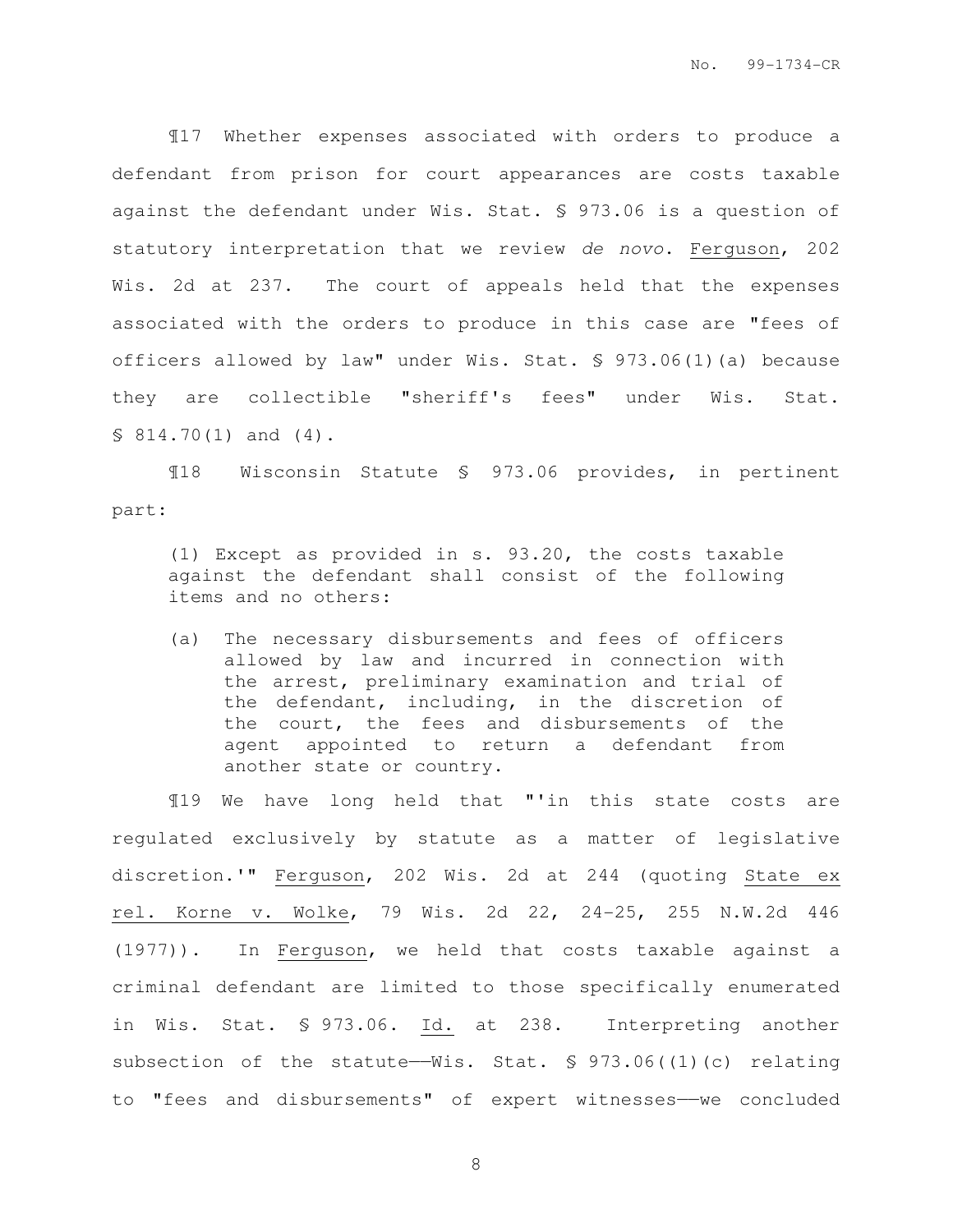¶17 Whether expenses associated with orders to produce a defendant from prison for court appearances are costs taxable against the defendant under Wis. Stat. § 973.06 is a question of statutory interpretation that we review *de novo*. Ferguson, 202 Wis. 2d at 237. The court of appeals held that the expenses associated with the orders to produce in this case are "fees of officers allowed by law" under Wis. Stat. § 973.06(1)(a) because they are collectible "sheriff's fees" under Wis. Stat. § 814.70(1) and (4).

¶18 Wisconsin Statute § 973.06 provides, in pertinent part:

> (1) Except as provided in s. 93.20, the costs taxable against the defendant shall consist of the following items and no others:
>
> (a) The necessary disbursements and fees of officers allowed by law and incurred in connection with the arrest, preliminary examination and trial of the defendant, including, in the discretion of the court, the fees and disbursements of the agent appointed to return a defendant from another state or country.

¶19 We have long held that "'in this state costs are regulated exclusively by statute as a matter of legislative discretion.'" Ferguson, 202 Wis. 2d at 244 (quoting State ex rel. Korne v. Wolke, 79 Wis. 2d 22, 24-25, 255 N.W.2d 446 (1977)). In Ferguson, we held that costs taxable against a criminal defendant are limited to those specifically enumerated in Wis. Stat. § 973.06. Id. at 238. Interpreting another subsection of the statute——Wis. Stat. § 973.06((1)(c) relating to "fees and disbursements" of expert witnesses——we concluded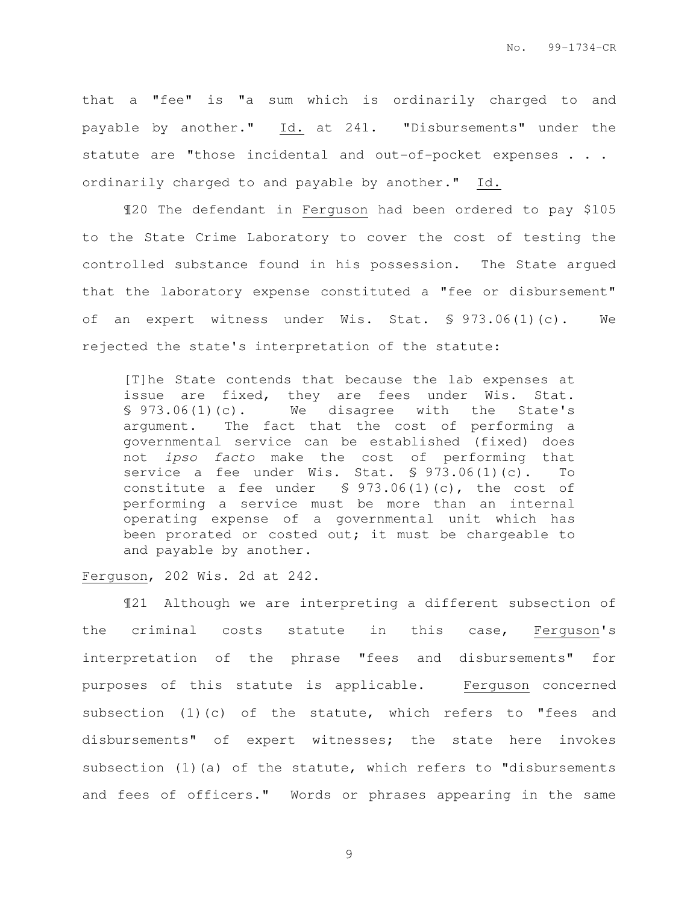that a "fee" is "a sum which is ordinarily charged to and payable by another." Id. at 241. "Disbursements" under the statute are "those incidental and out-of-pocket expenses . . . ordinarily charged to and payable by another." Id.

¶20 The defendant in Ferguson had been ordered to pay $105 to the State Crime Laboratory to cover the cost of testing the controlled substance found in his possession. The State argued that the laboratory expense constituted a "fee or disbursement" of an expert witness under Wis. Stat. § 973.06(1)(c). We rejected the state's interpretation of the statute:

> [T]he State contends that because the lab expenses at issue are fixed, they are fees under Wis. Stat. § 973.06(1)(c). We disagree with the State's argument. The fact that the cost of performing a governmental service can be established (fixed) does not *ipso facto* make the cost of performing that service a fee under Wis. Stat. § 973.06(1)(c). To constitute a fee under § 973.06(1)(c), the cost of performing a service must be more than an internal operating expense of a governmental unit which has been prorated or costed out; it must be chargeable to and payable by another.

Ferguson, 202 Wis. 2d at 242.

¶21 Although we are interpreting a different subsection of the criminal costs statute in this case, Ferguson's interpretation of the phrase "fees and disbursements" for purposes of this statute is applicable. Ferguson concerned subsection (1)(c) of the statute, which refers to "fees and disbursements" of expert witnesses; the state here invokes subsection (1)(a) of the statute, which refers to "disbursements and fees of officers." Words or phrases appearing in the same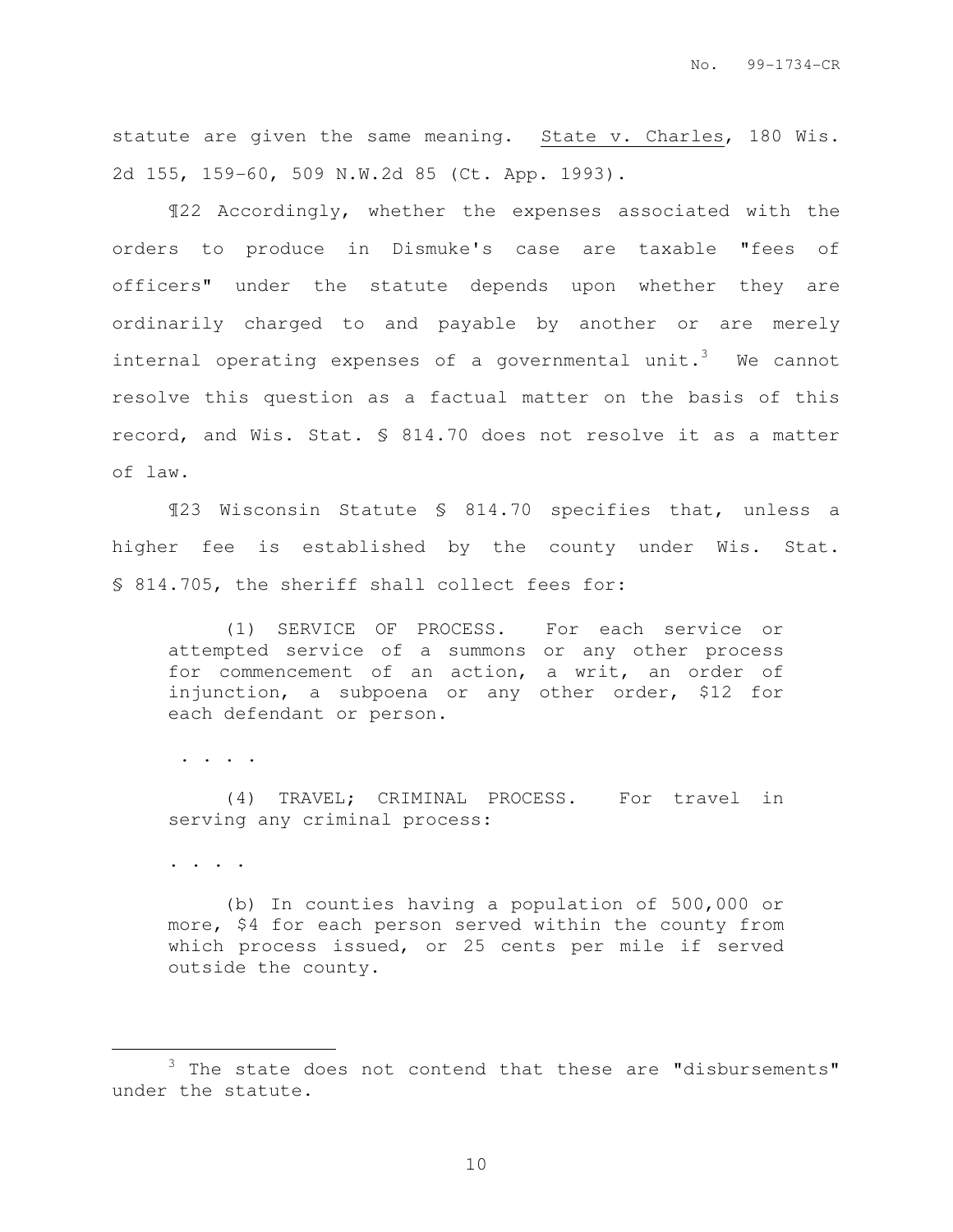statute are given the same meaning. State v. Charles, 180 Wis. 2d 155, 159-60, 509 N.W.2d 85 (Ct. App. 1993).

¶22 Accordingly, whether the expenses associated with the orders to produce in Dismuke's case are taxable "fees of officers" under the statute depends upon whether they are ordinarily charged to and payable by another or are merely internal operating expenses of a governmental unit.[3] We cannot resolve this question as a factual matter on the basis of this record, and Wis. Stat. § 814.70 does not resolve it as a matter of law.

¶23 Wisconsin Statute § 814.70 specifies that, unless a higher fee is established by the county under Wis. Stat. § 814.705, the sheriff shall collect fees for:

> (1) SERVICE OF PROCESS. For each service or attempted service of a summons or any other process for commencement of an action, a writ, an order of injunction, a subpoena or any other order, $12 for each defendant or person.
>
> . . . .
>
> (4) TRAVEL; CRIMINAL PROCESS. For travel in serving any criminal process:
>
> . . . .
>
> (b) In counties having a population of 500,000 or more, $4 for each person served within the county from which process issued, or 25 cents per mile if served outside the county.

---

[3] The state does not contend that these are "disbursements" under the statute.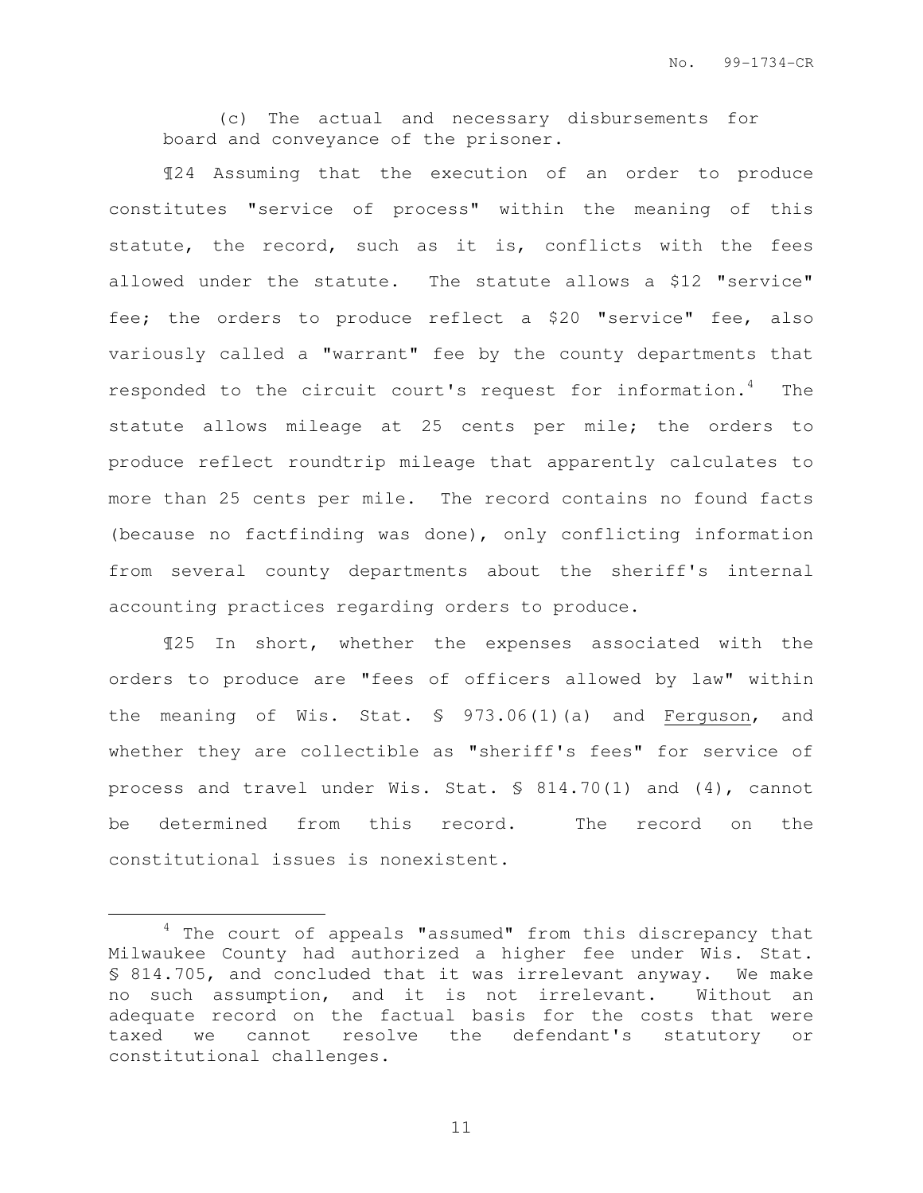(c) The actual and necessary disbursements for board and conveyance of the prisoner.

¶24 Assuming that the execution of an order to produce constitutes "service of process" within the meaning of this statute, the record, such as it is, conflicts with the fees allowed under the statute. The statute allows a $12 "service" fee; the orders to produce reflect a $20 "service" fee, also variously called a "warrant" fee by the county departments that responded to the circuit court's request for information.[4] The statute allows mileage at 25 cents per mile; the orders to produce reflect roundtrip mileage that apparently calculates to more than 25 cents per mile. The record contains no found facts (because no factfinding was done), only conflicting information from several county departments about the sheriff's internal accounting practices regarding orders to produce.

¶25 In short, whether the expenses associated with the orders to produce are "fees of officers allowed by law" within the meaning of Wis. Stat. § 973.06(1)(a) and Ferguson, and whether they are collectible as "sheriff's fees" for service of process and travel under Wis. Stat. § 814.70(1) and (4), cannot be determined from this record. The record on the constitutional issues is nonexistent.

---

[4] The court of appeals "assumed" from this discrepancy that Milwaukee County had authorized a higher fee under Wis. Stat. § 814.705, and concluded that it was irrelevant anyway. We make no such assumption, and it is not irrelevant. Without an adequate record on the factual basis for the costs that were taxed we cannot resolve the defendant's statutory or constitutional challenges.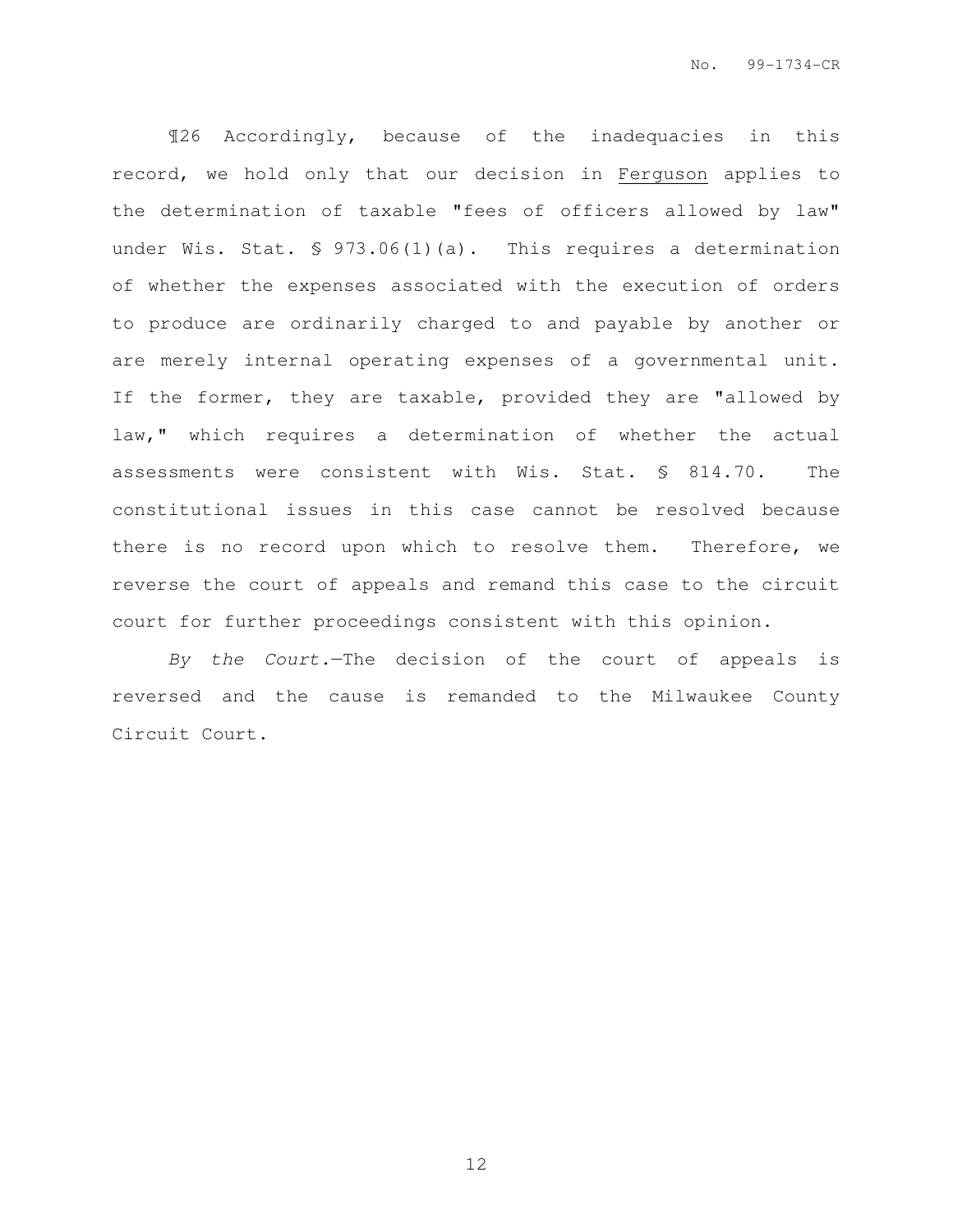¶26 Accordingly, because of the inadequacies in this record, we hold only that our decision in Ferguson applies to the determination of taxable "fees of officers allowed by law" under Wis. Stat. § 973.06(1)(a). This requires a determination of whether the expenses associated with the execution of orders to produce are ordinarily charged to and payable by another or are merely internal operating expenses of a governmental unit. If the former, they are taxable, provided they are "allowed by law," which requires a determination of whether the actual assessments were consistent with Wis. Stat. § 814.70. The constitutional issues in this case cannot be resolved because there is no record upon which to resolve them. Therefore, we reverse the court of appeals and remand this case to the circuit court for further proceedings consistent with this opinion.

*By the Court.*—The decision of the court of appeals is reversed and the cause is remanded to the Milwaukee County Circuit Court.